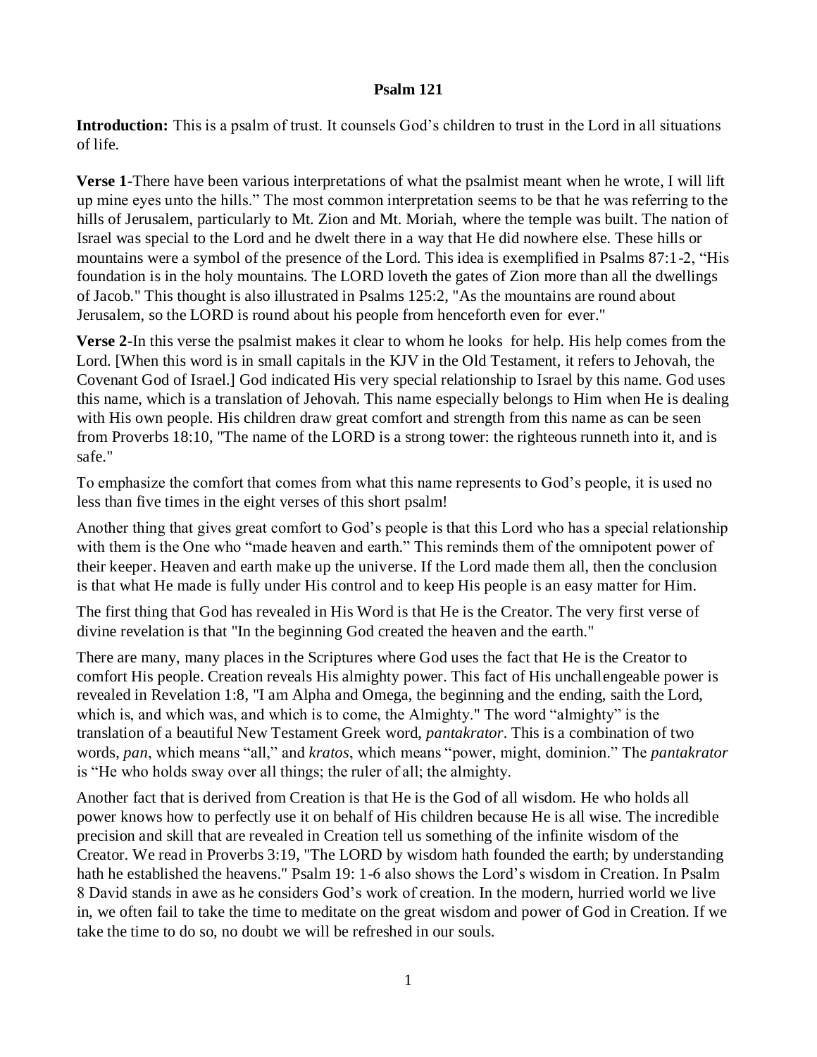**Psalm 121**

**Introduction:** This is a psalm of trust. It counsels God's children to trust in the Lord in all situations of life.

**Verse 1**-There have been various interpretations of what the psalmist meant when he wrote, I will lift up mine eyes unto the hills." The most common interpretation seems to be that he was referring to the hills of Jerusalem, particularly to Mt. Zion and Mt. Moriah, where the temple was built. The nation of Israel was special to the Lord and he dwelt there in a way that He did nowhere else. These hills or mountains were a symbol of the presence of the Lord. This idea is exemplified in Psalms 87:1-2, "His foundation is in the holy mountains. The LORD loveth the gates of Zion more than all the dwellings of Jacob." This thought is also illustrated in Psalms 125:2, "As the mountains are round about Jerusalem, so the LORD is round about his people from henceforth even for ever."

**Verse 2**-In this verse the psalmist makes it clear to whom he looks for help. His help comes from the Lord. [When this word is in small capitals in the KJV in the Old Testament, it refers to Jehovah, the Covenant God of Israel.] God indicated His very special relationship to Israel by this name. God uses this name, which is a translation of Jehovah. This name especially belongs to Him when He is dealing with His own people. His children draw great comfort and strength from this name as can be seen from Proverbs 18:10, "The name of the LORD is a strong tower: the righteous runneth into it, and is safe."

To emphasize the comfort that comes from what this name represents to God's people, it is used no less than five times in the eight verses of this short psalm!

Another thing that gives great comfort to God's people is that this Lord who has a special relationship with them is the One who "made heaven and earth." This reminds them of the omnipotent power of their keeper. Heaven and earth make up the universe. If the Lord made them all, then the conclusion is that what He made is fully under His control and to keep His people is an easy matter for Him.

The first thing that God has revealed in His Word is that He is the Creator. The very first verse of divine revelation is that "In the beginning God created the heaven and the earth."

There are many, many places in the Scriptures where God uses the fact that He is the Creator to comfort His people. Creation reveals His almighty power. This fact of His unchallengeable power is revealed in Revelation 1:8, "I am Alpha and Omega, the beginning and the ending, saith the Lord, which is, and which was, and which is to come, the Almighty." The word "almighty" is the translation of a beautiful New Testament Greek word, *pantakrator*. This is a combination of two words, *pan*, which means "all," and *kratos*, which means "power, might, dominion." The *pantakrator* is "He who holds sway over all things; the ruler of all; the almighty.

Another fact that is derived from Creation is that He is the God of all wisdom. He who holds all power knows how to perfectly use it on behalf of His children because He is all wise. The incredible precision and skill that are revealed in Creation tell us something of the infinite wisdom of the Creator. We read in Proverbs 3:19, "The LORD by wisdom hath founded the earth; by understanding hath he established the heavens." Psalm 19: 1-6 also shows the Lord's wisdom in Creation. In Psalm 8 David stands in awe as he considers God's work of creation. In the modern, hurried world we live in, we often fail to take the time to meditate on the great wisdom and power of God in Creation. If we take the time to do so, no doubt we will be refreshed in our souls.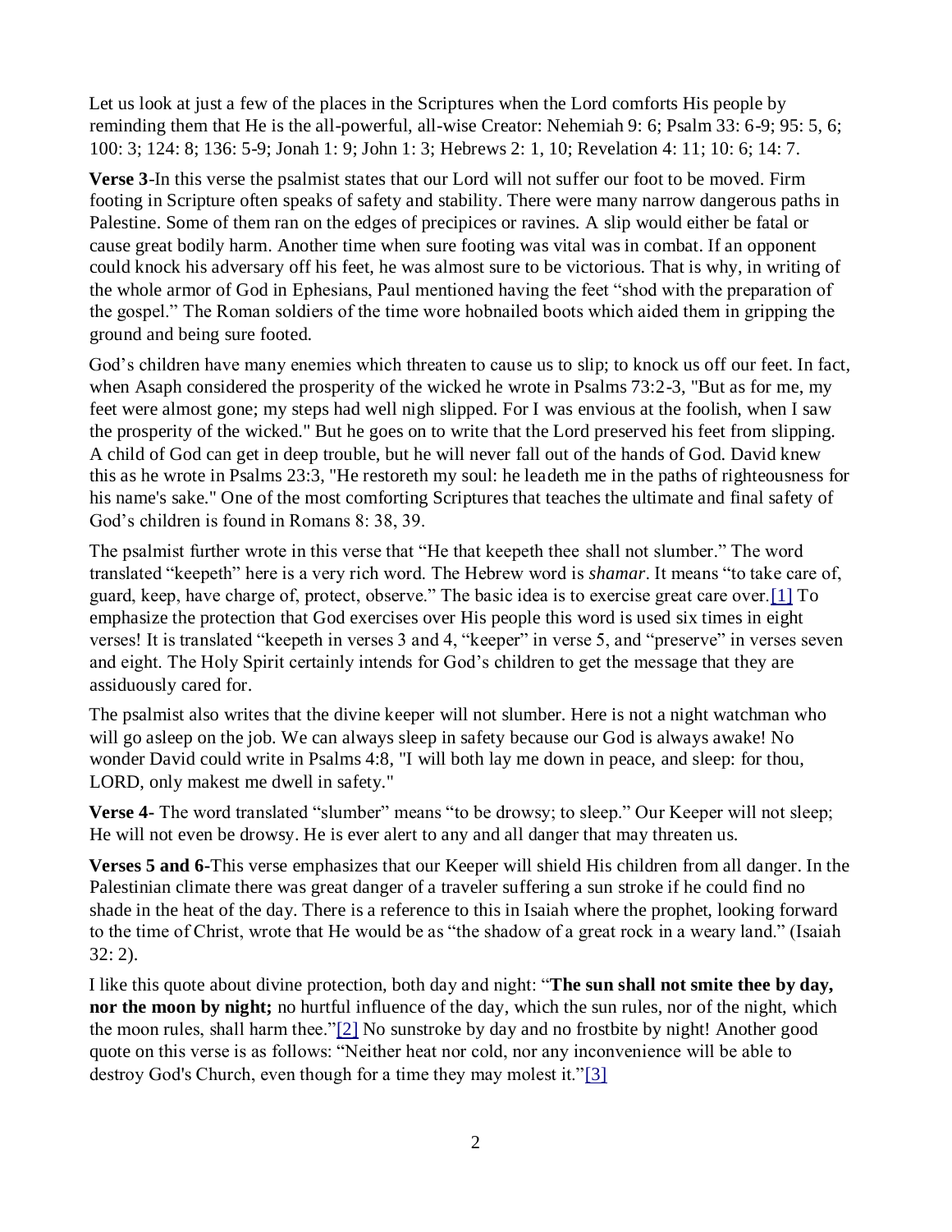Let us look at just a few of the places in the Scriptures when the Lord comforts His people by reminding them that He is the all-powerful, all-wise Creator: Nehemiah 9: 6; Psalm 33: 6-9; 95: 5, 6; 100: 3; 124: 8; 136: 5-9; Jonah 1: 9; John 1: 3; Hebrews 2: 1, 10; Revelation 4: 11; 10: 6; 14: 7.

**Verse 3**-In this verse the psalmist states that our Lord will not suffer our foot to be moved. Firm footing in Scripture often speaks of safety and stability. There were many narrow dangerous paths in Palestine. Some of them ran on the edges of precipices or ravines. A slip would either be fatal or cause great bodily harm. Another time when sure footing was vital was in combat. If an opponent could knock his adversary off his feet, he was almost sure to be victorious. That is why, in writing of the whole armor of God in Ephesians, Paul mentioned having the feet "shod with the preparation of the gospel." The Roman soldiers of the time wore hobnailed boots which aided them in gripping the ground and being sure footed.

God's children have many enemies which threaten to cause us to slip; to knock us off our feet. In fact, when Asaph considered the prosperity of the wicked he wrote in Psalms 73:2-3, "But as for me, my feet were almost gone; my steps had well nigh slipped. For I was envious at the foolish, when I saw the prosperity of the wicked." But he goes on to write that the Lord preserved his feet from slipping. A child of God can get in deep trouble, but he will never fall out of the hands of God. David knew this as he wrote in Psalms 23:3, "He restoreth my soul: he leadeth me in the paths of righteousness for his name's sake." One of the most comforting Scriptures that teaches the ultimate and final safety of God's children is found in Romans 8: 38, 39.

The psalmist further wrote in this verse that "He that keepeth thee shall not slumber." The word translated "keepeth" here is a very rich word. The Hebrew word is *shamar*. It means "to take care of, guard, keep, have charge of, protect, observe." The basic idea is to exercise great care over.[1] To emphasize the protection that God exercises over His people this word is used six times in eight verses! It is translated "keepeth in verses 3 and 4, "keeper" in verse 5, and "preserve" in verses seven and eight. The Holy Spirit certainly intends for God's children to get the message that they are assiduously cared for.

The psalmist also writes that the divine keeper will not slumber. Here is not a night watchman who will go asleep on the job. We can always sleep in safety because our God is always awake! No wonder David could write in Psalms 4:8, "I will both lay me down in peace, and sleep: for thou, LORD, only makest me dwell in safety."

**Verse 4-** The word translated "slumber" means "to be drowsy; to sleep." Our Keeper will not sleep; He will not even be drowsy. He is ever alert to any and all danger that may threaten us.

**Verses 5 and 6**-This verse emphasizes that our Keeper will shield His children from all danger. In the Palestinian climate there was great danger of a traveler suffering a sun stroke if he could find no shade in the heat of the day. There is a reference to this in Isaiah where the prophet, looking forward to the time of Christ, wrote that He would be as "the shadow of a great rock in a weary land." (Isaiah 32: 2).

I like this quote about divine protection, both day and night: "**The sun shall not smite thee by day, nor the moon by night;** no hurtful influence of the day, which the sun rules, nor of the night, which the moon rules, shall harm thee."[2] No sunstroke by day and no frostbite by night! Another good quote on this verse is as follows: "Neither heat nor cold, nor any inconvenience will be able to destroy God's Church, even though for a time they may molest it."[3]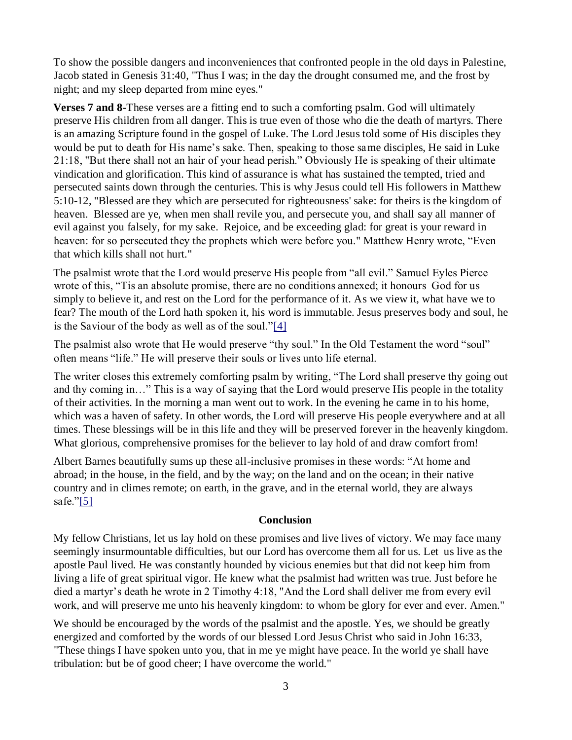To show the possible dangers and inconveniences that confronted people in the old days in Palestine, Jacob stated in Genesis 31:40, "Thus I was; in the day the drought consumed me, and the frost by night; and my sleep departed from mine eyes."

**Verses 7 and 8-**These verses are a fitting end to such a comforting psalm. God will ultimately preserve His children from all danger. This is true even of those who die the death of martyrs. There is an amazing Scripture found in the gospel of Luke. The Lord Jesus told some of His disciples they would be put to death for His name's sake. Then, speaking to those same disciples, He said in Luke 21:18, "But there shall not an hair of your head perish." Obviously He is speaking of their ultimate vindication and glorification. This kind of assurance is what has sustained the tempted, tried and persecuted saints down through the centuries. This is why Jesus could tell His followers in Matthew 5:10-12, "Blessed are they which are persecuted for righteousness' sake: for theirs is the kingdom of heaven. Blessed are ye, when men shall revile you, and persecute you, and shall say all manner of evil against you falsely, for my sake. Rejoice, and be exceeding glad: for great is your reward in heaven: for so persecuted they the prophets which were before you." Matthew Henry wrote, "Even that which kills shall not hurt."

The psalmist wrote that the Lord would preserve His people from "all evil." Samuel Eyles Pierce wrote of this, "Tis an absolute promise, there are no conditions annexed; it honours God for us simply to believe it, and rest on the Lord for the performance of it. As we view it, what have we to fear? The mouth of the Lord hath spoken it, his word is immutable. Jesus preserves body and soul, he is the Saviour of the body as well as of the soul."[4]

The psalmist also wrote that He would preserve "thy soul." In the Old Testament the word "soul" often means "life." He will preserve their souls or lives unto life eternal.

The writer closes this extremely comforting psalm by writing, "The Lord shall preserve thy going out and thy coming in…" This is a way of saying that the Lord would preserve His people in the totality of their activities. In the morning a man went out to work. In the evening he came in to his home, which was a haven of safety. In other words, the Lord will preserve His people everywhere and at all times. These blessings will be in this life and they will be preserved forever in the heavenly kingdom. What glorious, comprehensive promises for the believer to lay hold of and draw comfort from!

Albert Barnes beautifully sums up these all-inclusive promises in these words: "At home and abroad; in the house, in the field, and by the way; on the land and on the ocean; in their native country and in climes remote; on earth, in the grave, and in the eternal world, they are always safe."[5]

## Conclusion

My fellow Christians, let us lay hold on these promises and live lives of victory. We may face many seemingly insurmountable difficulties, but our Lord has overcome them all for us. Let us live as the apostle Paul lived. He was constantly hounded by vicious enemies but that did not keep him from living a life of great spiritual vigor. He knew what the psalmist had written was true. Just before he died a martyr's death he wrote in 2 Timothy 4:18, "And the Lord shall deliver me from every evil work, and will preserve me unto his heavenly kingdom: to whom be glory for ever and ever. Amen."

We should be encouraged by the words of the psalmist and the apostle. Yes, we should be greatly energized and comforted by the words of our blessed Lord Jesus Christ who said in John 16:33, "These things I have spoken unto you, that in me ye might have peace. In the world ye shall have tribulation: but be of good cheer; I have overcome the world."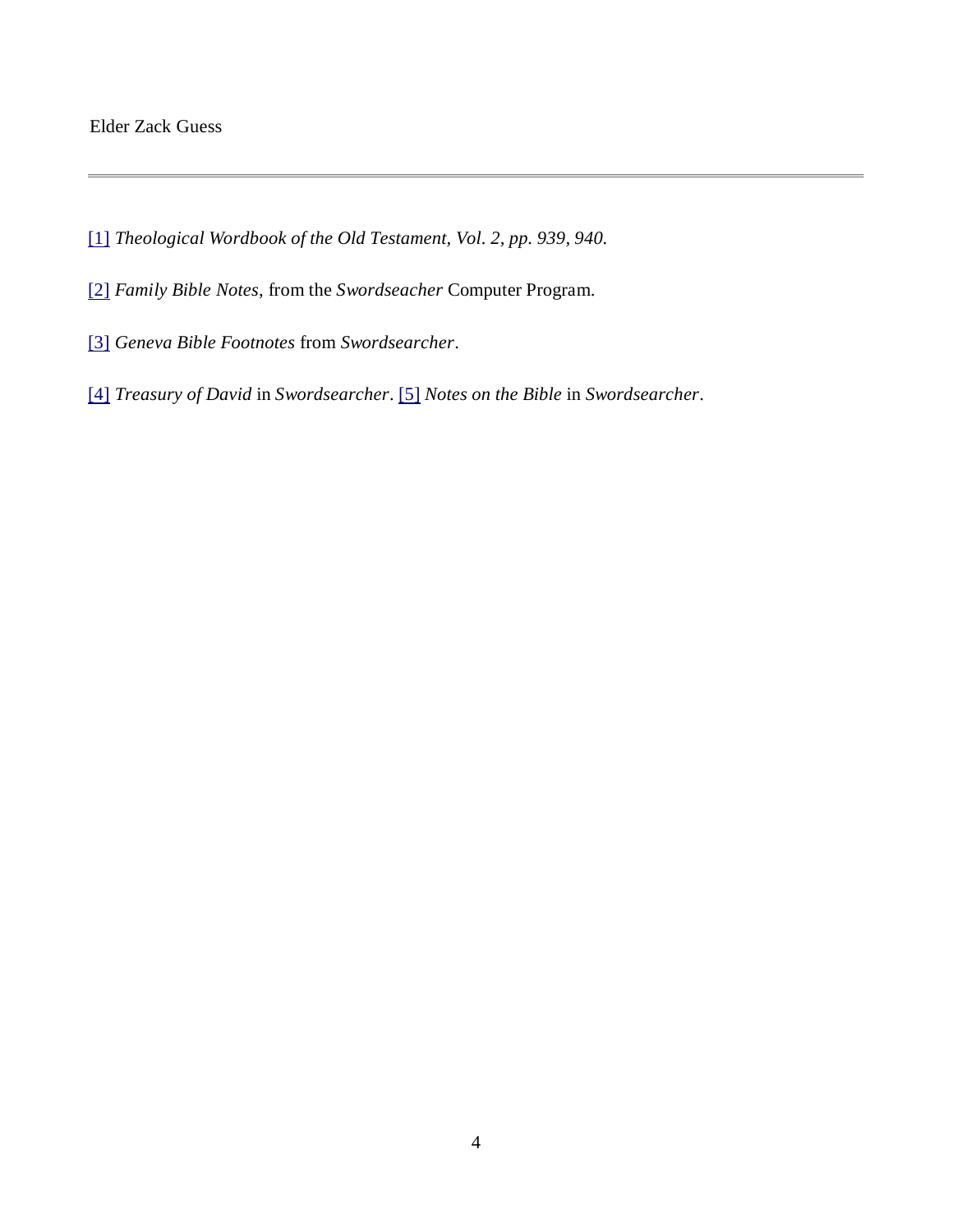Elder Zack Guess

---

[1] *Theological Wordbook of the Old Testament, Vol. 2, pp. 939, 940.*

[2] *Family Bible Notes*, from the *Swordseacher* Computer Program.

[3] *Geneva Bible Footnotes* from *Swordsearcher*.

[4] *Treasury of David* in *Swordsearcher*. [5] *Notes on the Bible* in *Swordsearcher*.